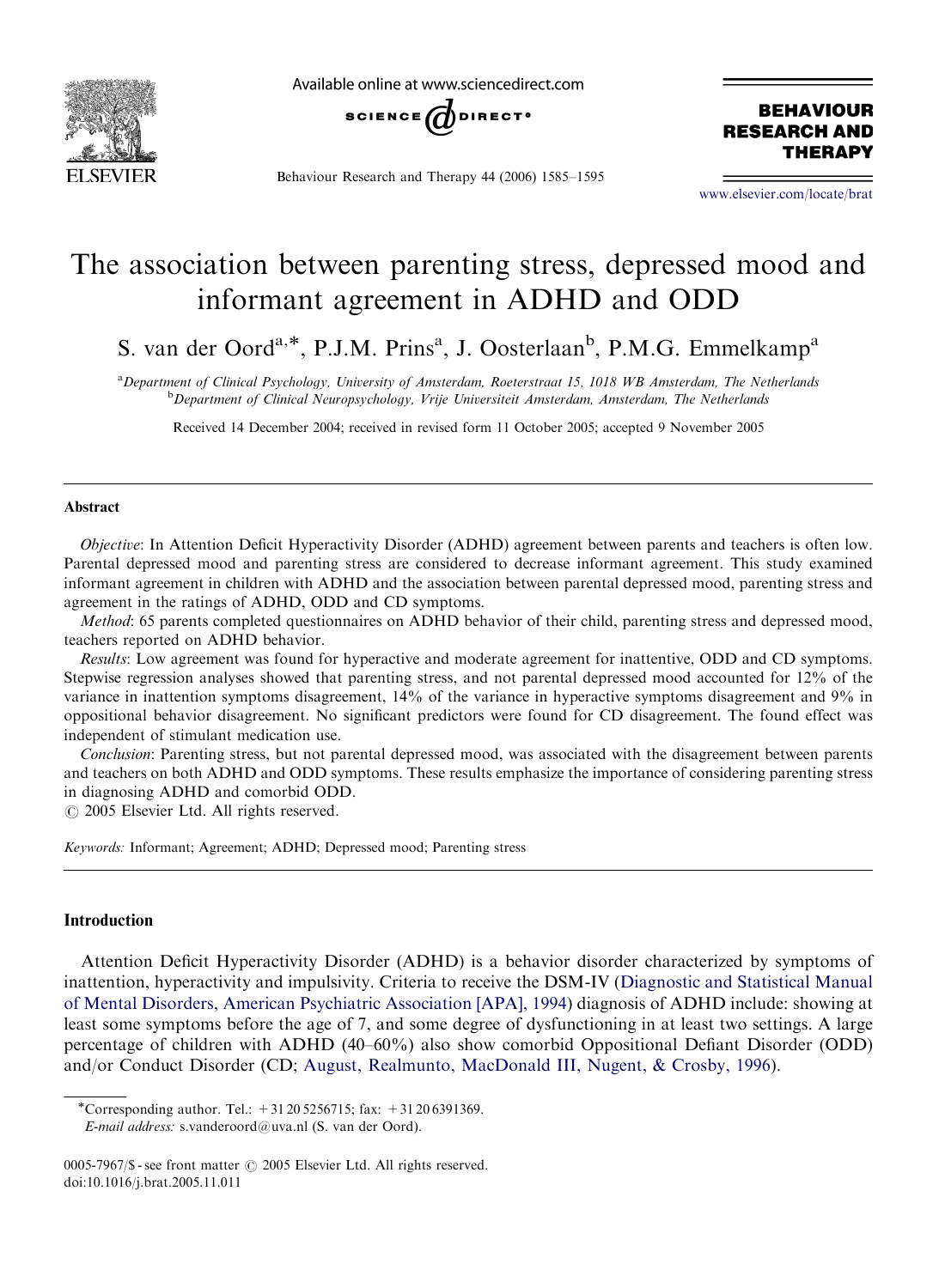# The association between parenting stress, depressed mood and informant agreement in ADHD and ODD

S. van der Oord[a,*], P.J.M. Prins[a], J. Oosterlaan[b], P.M.G. Emmelkamp[a]

[a]*Department of Clinical Psychology, University of Amsterdam, Roeterstraat 15, 1018 WB Amsterdam, The Netherlands*
[b]*Department of Clinical Neuropsychology, Vrije Universiteit Amsterdam, Amsterdam, The Netherlands*

Received 14 December 2004; received in revised form 11 October 2005; accepted 9 November 2005

## Abstract

*Objective*: In Attention Deficit Hyperactivity Disorder (ADHD) agreement between parents and teachers is often low. Parental depressed mood and parenting stress are considered to decrease informant agreement. This study examined informant agreement in children with ADHD and the association between parental depressed mood, parenting stress and agreement in the ratings of ADHD, ODD and CD symptoms.

*Method*: 65 parents completed questionnaires on ADHD behavior of their child, parenting stress and depressed mood, teachers reported on ADHD behavior.

*Results*: Low agreement was found for hyperactive and moderate agreement for inattentive, ODD and CD symptoms. Stepwise regression analyses showed that parenting stress, and not parental depressed mood accounted for 12% of the variance in inattention symptoms disagreement, 14% of the variance in hyperactive symptoms disagreement and 9% in oppositional behavior disagreement. No significant predictors were found for CD disagreement. The found effect was independent of stimulant medication use.

*Conclusion*: Parenting stress, but not parental depressed mood, was associated with the disagreement between parents and teachers on both ADHD and ODD symptoms. These results emphasize the importance of considering parenting stress in diagnosing ADHD and comorbid ODD.

© 2005 Elsevier Ltd. All rights reserved.

*Keywords:* Informant; Agreement; ADHD; Depressed mood; Parenting stress

## Introduction

Attention Deficit Hyperactivity Disorder (ADHD) is a behavior disorder characterized by symptoms of inattention, hyperactivity and impulsivity. Criteria to receive the DSM-IV (Diagnostic and Statistical Manual of Mental Disorders, American Psychiatric Association [APA], 1994) diagnosis of ADHD include: showing at least some symptoms before the age of 7, and some degree of dysfunctioning in at least two settings. A large percentage of children with ADHD (40–60%) also show comorbid Oppositional Defiant Disorder (ODD) and/or Conduct Disorder (CD; August, Realmunto, MacDonald III, Nugent, & Crosby, 1996).

*Corresponding author. Tel.: +31 20 5256715; fax: +31 20 6391369.
*E-mail address:* s.vanderoord@uva.nl (S. van der Oord).

0005-7967/$ - see front matter © 2005 Elsevier Ltd. All rights reserved.
doi:10.1016/j.brat.2005.11.011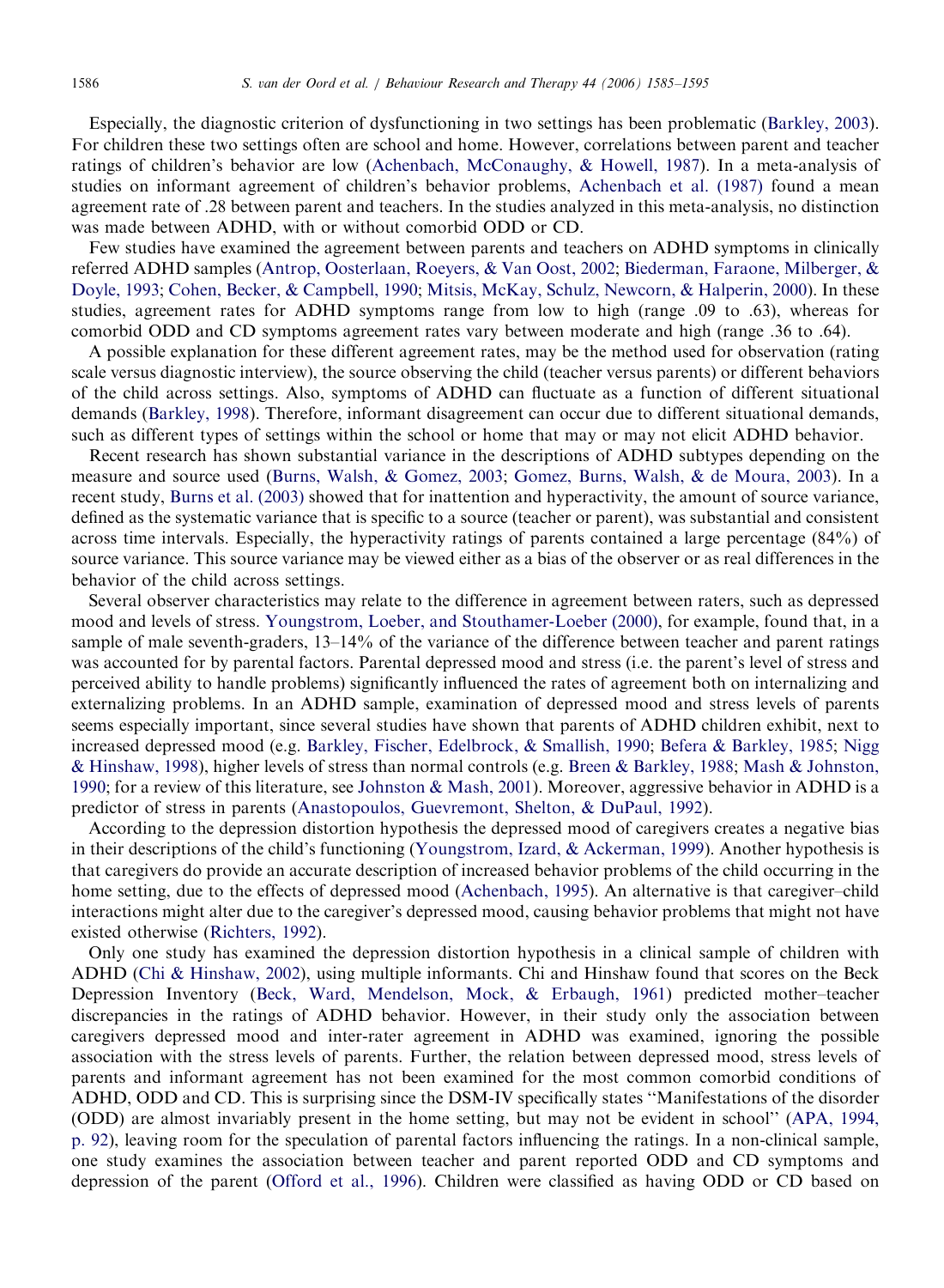Especially, the diagnostic criterion of dysfunctioning in two settings has been problematic (Barkley, 2003). For children these two settings often are school and home. However, correlations between parent and teacher ratings of children's behavior are low (Achenbach, McConaughy, & Howell, 1987). In a meta-analysis of studies on informant agreement of children's behavior problems, Achenbach et al. (1987) found a mean agreement rate of .28 between parent and teachers. In the studies analyzed in this meta-analysis, no distinction was made between ADHD, with or without comorbid ODD or CD.

Few studies have examined the agreement between parents and teachers on ADHD symptoms in clinically referred ADHD samples (Antrop, Oosterlaan, Roeyers, & Van Oost, 2002; Biederman, Faraone, Milberger, & Doyle, 1993; Cohen, Becker, & Campbell, 1990; Mitsis, McKay, Schulz, Newcorn, & Halperin, 2000). In these studies, agreement rates for ADHD symptoms range from low to high (range .09 to .63), whereas for comorbid ODD and CD symptoms agreement rates vary between moderate and high (range .36 to .64).

A possible explanation for these different agreement rates, may be the method used for observation (rating scale versus diagnostic interview), the source observing the child (teacher versus parents) or different behaviors of the child across settings. Also, symptoms of ADHD can fluctuate as a function of different situational demands (Barkley, 1998). Therefore, informant disagreement can occur due to different situational demands, such as different types of settings within the school or home that may or may not elicit ADHD behavior.

Recent research has shown substantial variance in the descriptions of ADHD subtypes depending on the measure and source used (Burns, Walsh, & Gomez, 2003; Gomez, Burns, Walsh, & de Moura, 2003). In a recent study, Burns et al. (2003) showed that for inattention and hyperactivity, the amount of source variance, defined as the systematic variance that is specific to a source (teacher or parent), was substantial and consistent across time intervals. Especially, the hyperactivity ratings of parents contained a large percentage (84%) of source variance. This source variance may be viewed either as a bias of the observer or as real differences in the behavior of the child across settings.

Several observer characteristics may relate to the difference in agreement between raters, such as depressed mood and levels of stress. Youngstrom, Loeber, and Stouthamer-Loeber (2000), for example, found that, in a sample of male seventh-graders, 13–14% of the variance of the difference between teacher and parent ratings was accounted for by parental factors. Parental depressed mood and stress (i.e. the parent's level of stress and perceived ability to handle problems) significantly influenced the rates of agreement both on internalizing and externalizing problems. In an ADHD sample, examination of depressed mood and stress levels of parents seems especially important, since several studies have shown that parents of ADHD children exhibit, next to increased depressed mood (e.g. Barkley, Fischer, Edelbrock, & Smallish, 1990; Befera & Barkley, 1985; Nigg & Hinshaw, 1998), higher levels of stress than normal controls (e.g. Breen & Barkley, 1988; Mash & Johnston, 1990; for a review of this literature, see Johnston & Mash, 2001). Moreover, aggressive behavior in ADHD is a predictor of stress in parents (Anastopoulos, Guevremont, Shelton, & DuPaul, 1992).

According to the depression distortion hypothesis the depressed mood of caregivers creates a negative bias in their descriptions of the child's functioning (Youngstrom, Izard, & Ackerman, 1999). Another hypothesis is that caregivers do provide an accurate description of increased behavior problems of the child occurring in the home setting, due to the effects of depressed mood (Achenbach, 1995). An alternative is that caregiver–child interactions might alter due to the caregiver's depressed mood, causing behavior problems that might not have existed otherwise (Richters, 1992).

Only one study has examined the depression distortion hypothesis in a clinical sample of children with ADHD (Chi & Hinshaw, 2002), using multiple informants. Chi and Hinshaw found that scores on the Beck Depression Inventory (Beck, Ward, Mendelson, Mock, & Erbaugh, 1961) predicted mother–teacher discrepancies in the ratings of ADHD behavior. However, in their study only the association between caregivers depressed mood and inter-rater agreement in ADHD was examined, ignoring the possible association with the stress levels of parents. Further, the relation between depressed mood, stress levels of parents and informant agreement has not been examined for the most common comorbid conditions of ADHD, ODD and CD. This is surprising since the DSM-IV specifically states "Manifestations of the disorder (ODD) are almost invariably present in the home setting, but may not be evident in school" (APA, 1994, p. 92), leaving room for the speculation of parental factors influencing the ratings. In a non-clinical sample, one study examines the association between teacher and parent reported ODD and CD symptoms and depression of the parent (Offord et al., 1996). Children were classified as having ODD or CD based on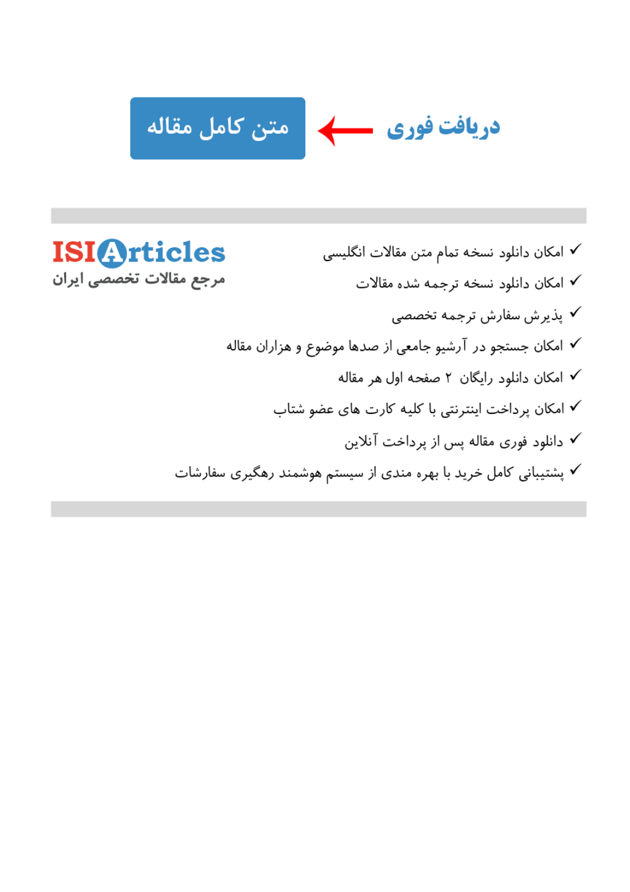دریافت فوری ← **متن کامل مقاله**

**ISIArticles**
مرجع مقالات تخصصی ایران

- ✓ امکان دانلود نسخه تمام متن مقالات انگلیسی
- ✓ امکان دانلود نسخه ترجمه شده مقالات
- ✓ پذیرش سفارش ترجمه تخصصی
- ✓ امکان جستجو در آرشیو جامعی از صدها موضوع و هزاران مقاله
- ✓ امکان دانلود رایگان ۲ صفحه اول هر مقاله
- ✓ امکان پرداخت اینترنتی با کلیه کارت های عضو شتاب
- ✓ دانلود فوری مقاله پس از پرداخت آنلاین
- ✓ پشتیبانی کامل خرید با بهره مندی از سیستم هوشمند رهگیری سفارشات